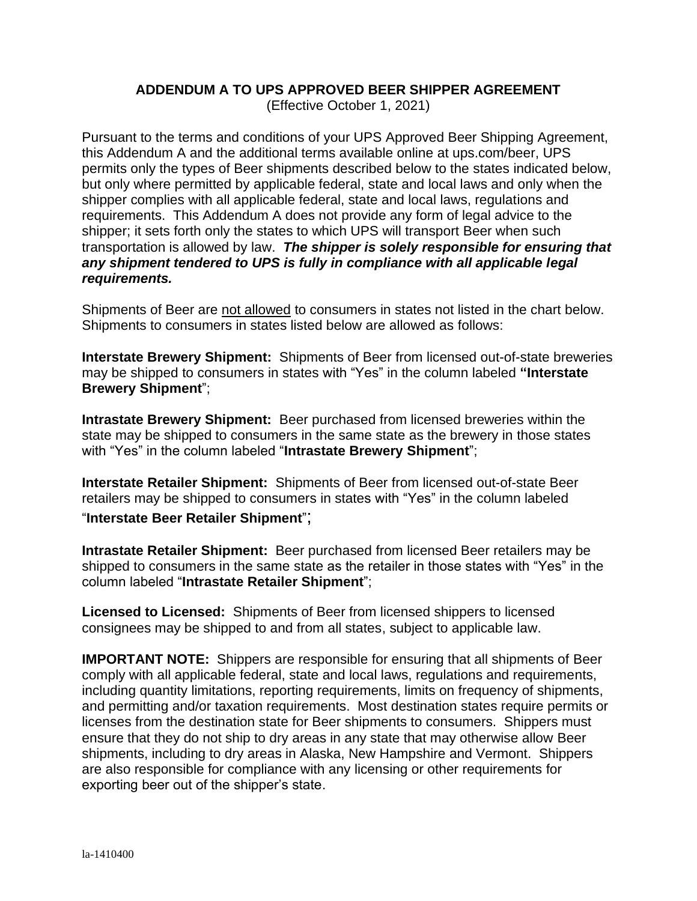# ADDENDUM A TO UPS APPROVED BEER SHIPPER AGREEMENT

(Effective October 1, 2021)

Pursuant to the terms and conditions of your UPS Approved Beer Shipping Agreement, this Addendum A and the additional terms available online at ups.com/beer, UPS permits only the types of Beer shipments described below to the states indicated below, but only where permitted by applicable federal, state and local laws and only when the shipper complies with all applicable federal, state and local laws, regulations and requirements. This Addendum A does not provide any form of legal advice to the shipper; it sets forth only the states to which UPS will transport Beer when such transportation is allowed by law. ***The shipper is solely responsible for ensuring that any shipment tendered to UPS is fully in compliance with all applicable legal requirements.***

Shipments of Beer are <u>not allowed</u> to consumers in states not listed in the chart below. Shipments to consumers in states listed below are allowed as follows:

**Interstate Brewery Shipment:** Shipments of Beer from licensed out-of-state breweries may be shipped to consumers in states with "Yes" in the column labeled **"Interstate Brewery Shipment**";

**Intrastate Brewery Shipment:** Beer purchased from licensed breweries within the state may be shipped to consumers in the same state as the brewery in those states with "Yes" in the column labeled "**Intrastate Brewery Shipment**";

**Interstate Retailer Shipment:** Shipments of Beer from licensed out-of-state Beer retailers may be shipped to consumers in states with "Yes" in the column labeled "**Interstate Beer Retailer Shipment**";

**Intrastate Retailer Shipment:** Beer purchased from licensed Beer retailers may be shipped to consumers in the same state as the retailer in those states with "Yes" in the column labeled "**Intrastate Retailer Shipment**";

**Licensed to Licensed:** Shipments of Beer from licensed shippers to licensed consignees may be shipped to and from all states, subject to applicable law.

**IMPORTANT NOTE:** Shippers are responsible for ensuring that all shipments of Beer comply with all applicable federal, state and local laws, regulations and requirements, including quantity limitations, reporting requirements, limits on frequency of shipments, and permitting and/or taxation requirements. Most destination states require permits or licenses from the destination state for Beer shipments to consumers. Shippers must ensure that they do not ship to dry areas in any state that may otherwise allow Beer shipments, including to dry areas in Alaska, New Hampshire and Vermont. Shippers are also responsible for compliance with any licensing or other requirements for exporting beer out of the shipper's state.

la-1410400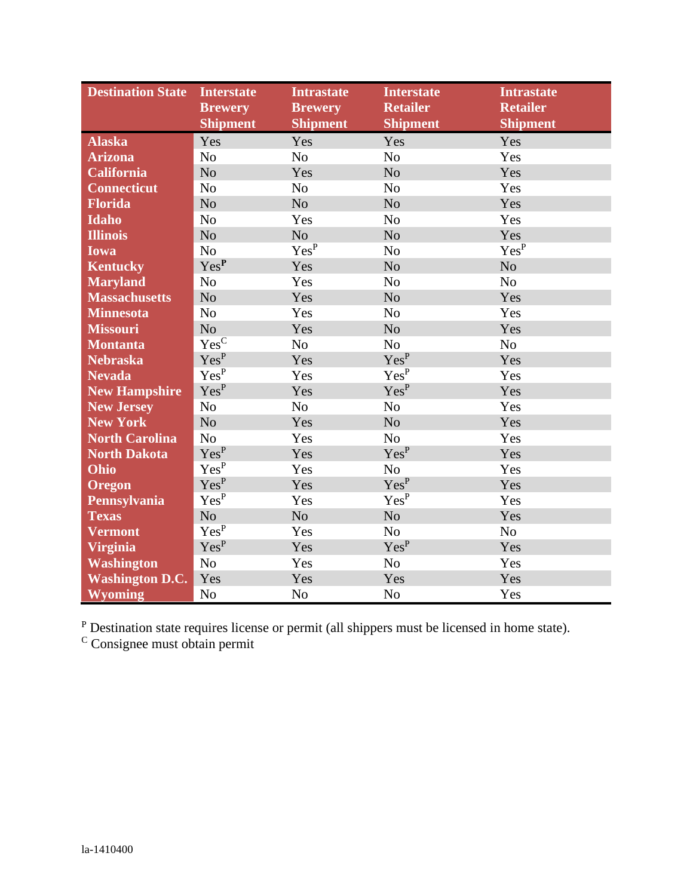| Destination State | Interstate Brewery Shipment | Intrastate Brewery Shipment | Interstate Retailer Shipment | Intrastate Retailer Shipment |
|---|---|---|---|---|
| Alaska | Yes | Yes | Yes | Yes |
| Arizona | No | No | No | Yes |
| California | No | Yes | No | Yes |
| Connecticut | No | No | No | Yes |
| Florida | No | No | No | Yes |
| Idaho | No | Yes | No | Yes |
| Illinois | No | No | No | Yes |
| Iowa | No | Yes[P] | No | Yes[P] |
| Kentucky | Yes[P] | Yes | No | No |
| Maryland | No | Yes | No | No |
| Massachusetts | No | Yes | No | Yes |
| Minnesota | No | Yes | No | Yes |
| Missouri | No | Yes | No | Yes |
| Montanta | Yes[C] | No | No | No |
| Nebraska | Yes[P] | Yes | Yes[P] | Yes |
| Nevada | Yes[P] | Yes | Yes[P] | Yes |
| New Hampshire | Yes[P] | Yes | Yes[P] | Yes |
| New Jersey | No | No | No | Yes |
| New York | No | Yes | No | Yes |
| North Carolina | No | Yes | No | Yes |
| North Dakota | Yes[P] | Yes | Yes[P] | Yes |
| Ohio | Yes[P] | Yes | No | Yes |
| Oregon | Yes[P] | Yes | Yes[P] | Yes |
| Pennsylvania | Yes[P] | Yes | Yes[P] | Yes |
| Texas | No | No | No | Yes |
| Vermont | Yes[P] | Yes | No | No |
| Virginia | Yes[P] | Yes | Yes[P] | Yes |
| Washington | No | Yes | No | Yes |
| Washington D.C. | Yes | Yes | Yes | Yes |
| Wyoming | No | No | No | Yes |

[P] Destination state requires license or permit (all shippers must be licensed in home state).
[C] Consignee must obtain permit

la-1410400